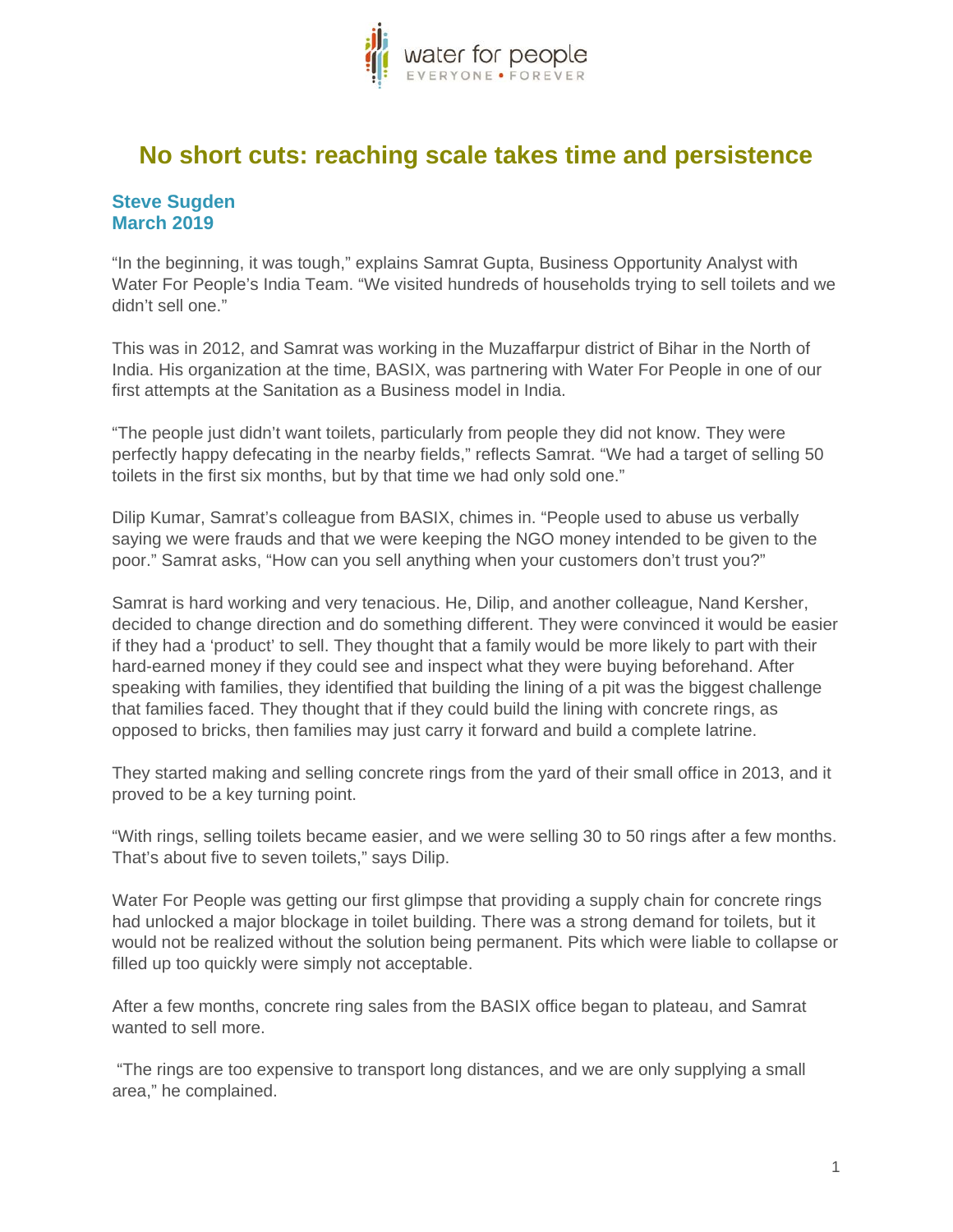# No short cuts: reaching scale takes time and persistence

**Steve Sugden**
**March 2019**

"In the beginning, it was tough," explains Samrat Gupta, Business Opportunity Analyst with Water For People's India Team. "We visited hundreds of households trying to sell toilets and we didn't sell one."

This was in 2012, and Samrat was working in the Muzaffarpur district of Bihar in the North of India. His organization at the time, BASIX, was partnering with Water For People in one of our first attempts at the Sanitation as a Business model in India.

"The people just didn't want toilets, particularly from people they did not know. They were perfectly happy defecating in the nearby fields," reflects Samrat. "We had a target of selling 50 toilets in the first six months, but by that time we had only sold one."

Dilip Kumar, Samrat's colleague from BASIX, chimes in. "People used to abuse us verbally saying we were frauds and that we were keeping the NGO money intended to be given to the poor." Samrat asks, "How can you sell anything when your customers don't trust you?"

Samrat is hard working and very tenacious. He, Dilip, and another colleague, Nand Kersher, decided to change direction and do something different. They were convinced it would be easier if they had a 'product' to sell. They thought that a family would be more likely to part with their hard-earned money if they could see and inspect what they were buying beforehand. After speaking with families, they identified that building the lining of a pit was the biggest challenge that families faced. They thought that if they could build the lining with concrete rings, as opposed to bricks, then families may just carry it forward and build a complete latrine.

They started making and selling concrete rings from the yard of their small office in 2013, and it proved to be a key turning point.

"With rings, selling toilets became easier, and we were selling 30 to 50 rings after a few months. That's about five to seven toilets," says Dilip.

Water For People was getting our first glimpse that providing a supply chain for concrete rings had unlocked a major blockage in toilet building. There was a strong demand for toilets, but it would not be realized without the solution being permanent. Pits which were liable to collapse or filled up too quickly were simply not acceptable.

After a few months, concrete ring sales from the BASIX office began to plateau, and Samrat wanted to sell more.

"The rings are too expensive to transport long distances, and we are only supplying a small area," he complained.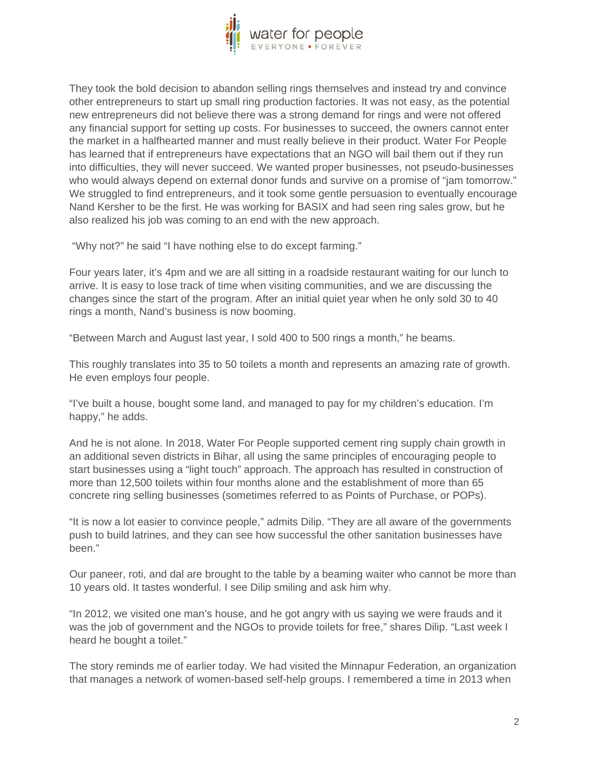They took the bold decision to abandon selling rings themselves and instead try and convince other entrepreneurs to start up small ring production factories. It was not easy, as the potential new entrepreneurs did not believe there was a strong demand for rings and were not offered any financial support for setting up costs. For businesses to succeed, the owners cannot enter the market in a halfhearted manner and must really believe in their product. Water For People has learned that if entrepreneurs have expectations that an NGO will bail them out if they run into difficulties, they will never succeed. We wanted proper businesses, not pseudo-businesses who would always depend on external donor funds and survive on a promise of "jam tomorrow." We struggled to find entrepreneurs, and it took some gentle persuasion to eventually encourage Nand Kersher to be the first. He was working for BASIX and had seen ring sales grow, but he also realized his job was coming to an end with the new approach.

"Why not?" he said "I have nothing else to do except farming."

Four years later, it's 4pm and we are all sitting in a roadside restaurant waiting for our lunch to arrive. It is easy to lose track of time when visiting communities, and we are discussing the changes since the start of the program. After an initial quiet year when he only sold 30 to 40 rings a month, Nand's business is now booming.

"Between March and August last year, I sold 400 to 500 rings a month," he beams.

This roughly translates into 35 to 50 toilets a month and represents an amazing rate of growth. He even employs four people.

"I've built a house, bought some land, and managed to pay for my children's education. I'm happy," he adds.

And he is not alone. In 2018, Water For People supported cement ring supply chain growth in an additional seven districts in Bihar, all using the same principles of encouraging people to start businesses using a "light touch" approach. The approach has resulted in construction of more than 12,500 toilets within four months alone and the establishment of more than 65 concrete ring selling businesses (sometimes referred to as Points of Purchase, or POPs).

"It is now a lot easier to convince people," admits Dilip. "They are all aware of the governments push to build latrines, and they can see how successful the other sanitation businesses have been."

Our paneer, roti, and dal are brought to the table by a beaming waiter who cannot be more than 10 years old. It tastes wonderful. I see Dilip smiling and ask him why.

"In 2012, we visited one man's house, and he got angry with us saying we were frauds and it was the job of government and the NGOs to provide toilets for free," shares Dilip. "Last week I heard he bought a toilet."

The story reminds me of earlier today. We had visited the Minnapur Federation, an organization that manages a network of women-based self-help groups. I remembered a time in 2013 when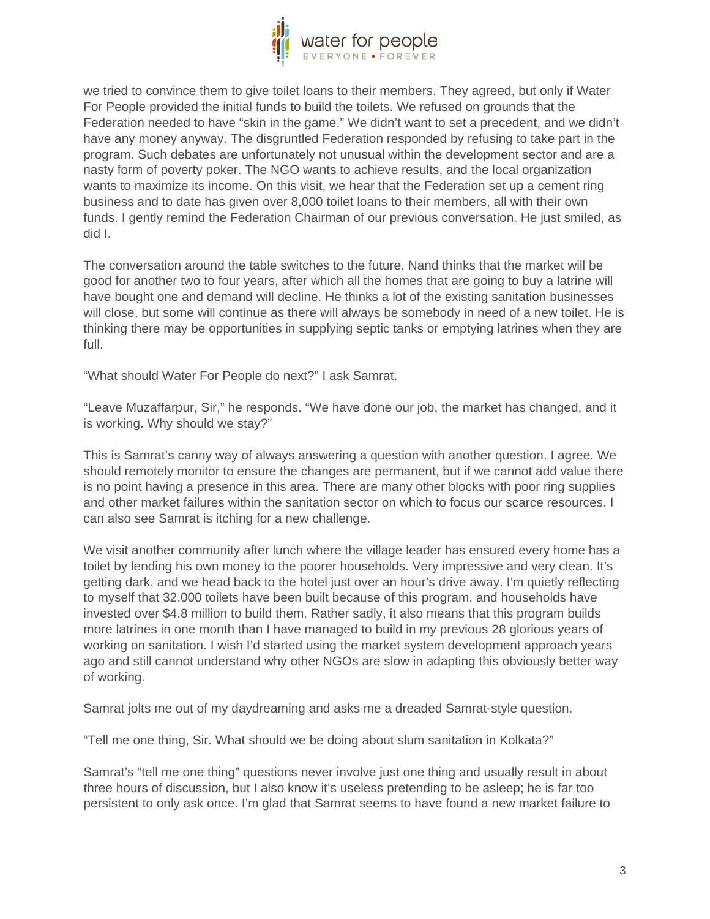we tried to convince them to give toilet loans to their members. They agreed, but only if Water For People provided the initial funds to build the toilets. We refused on grounds that the Federation needed to have "skin in the game." We didn't want to set a precedent, and we didn't have any money anyway. The disgruntled Federation responded by refusing to take part in the program. Such debates are unfortunately not unusual within the development sector and are a nasty form of poverty poker. The NGO wants to achieve results, and the local organization wants to maximize its income. On this visit, we hear that the Federation set up a cement ring business and to date has given over 8,000 toilet loans to their members, all with their own funds. I gently remind the Federation Chairman of our previous conversation. He just smiled, as did I.

The conversation around the table switches to the future. Nand thinks that the market will be good for another two to four years, after which all the homes that are going to buy a latrine will have bought one and demand will decline. He thinks a lot of the existing sanitation businesses will close, but some will continue as there will always be somebody in need of a new toilet. He is thinking there may be opportunities in supplying septic tanks or emptying latrines when they are full.

"What should Water For People do next?" I ask Samrat.

"Leave Muzaffarpur, Sir," he responds. "We have done our job, the market has changed, and it is working. Why should we stay?"

This is Samrat's canny way of always answering a question with another question. I agree. We should remotely monitor to ensure the changes are permanent, but if we cannot add value there is no point having a presence in this area. There are many other blocks with poor ring supplies and other market failures within the sanitation sector on which to focus our scarce resources. I can also see Samrat is itching for a new challenge.

We visit another community after lunch where the village leader has ensured every home has a toilet by lending his own money to the poorer households. Very impressive and very clean. It's getting dark, and we head back to the hotel just over an hour's drive away. I'm quietly reflecting to myself that 32,000 toilets have been built because of this program, and households have invested over $4.8 million to build them. Rather sadly, it also means that this program builds more latrines in one month than I have managed to build in my previous 28 glorious years of working on sanitation. I wish I'd started using the market system development approach years ago and still cannot understand why other NGOs are slow in adapting this obviously better way of working.

Samrat jolts me out of my daydreaming and asks me a dreaded Samrat-style question.

"Tell me one thing, Sir. What should we be doing about slum sanitation in Kolkata?"

Samrat's "tell me one thing" questions never involve just one thing and usually result in about three hours of discussion, but I also know it's useless pretending to be asleep; he is far too persistent to only ask once. I'm glad that Samrat seems to have found a new market failure to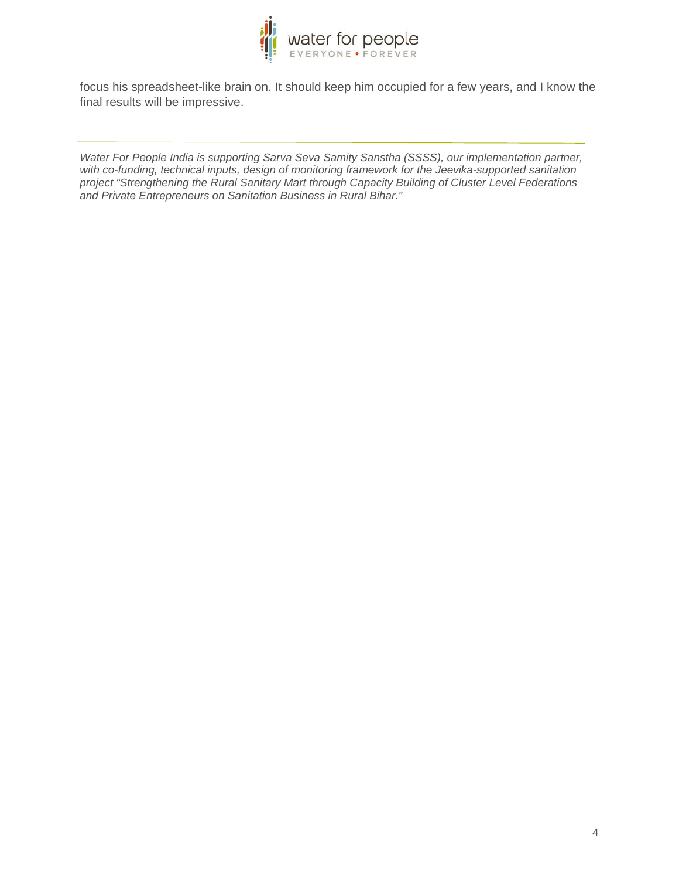focus his spreadsheet-like brain on. It should keep him occupied for a few years, and I know the final results will be impressive.

---

*Water For People India is supporting Sarva Seva Samity Sanstha (SSSS), our implementation partner, with co-funding, technical inputs, design of monitoring framework for the Jeevika-supported sanitation project "Strengthening the Rural Sanitary Mart through Capacity Building of Cluster Level Federations and Private Entrepreneurs on Sanitation Business in Rural Bihar."*